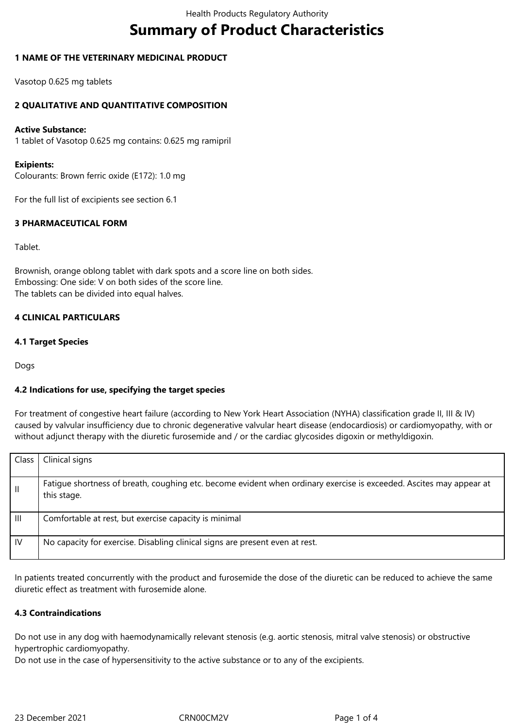# Summary of Product Characteristics

## 1 NAME OF THE VETERINARY MEDICINAL PRODUCT

Vasotop 0.625 mg tablets

## 2 QUALITATIVE AND QUANTITATIVE COMPOSITION

**Active Substance:**
1 tablet of Vasotop 0.625 mg contains: 0.625 mg ramipril

**Exipients:**
Colourants: Brown ferric oxide (E172): 1.0 mg

For the full list of excipients see section 6.1

## 3 PHARMACEUTICAL FORM

Tablet.

Brownish, orange oblong tablet with dark spots and a score line on both sides.
Embossing: One side: V on both sides of the score line.
The tablets can be divided into equal halves.

## 4 CLINICAL PARTICULARS

### 4.1 Target Species

Dogs

### 4.2 Indications for use, specifying the target species

For treatment of congestive heart failure (according to New York Heart Association (NYHA) classification grade II, III & IV) caused by valvular insufficiency due to chronic degenerative valvular heart disease (endocardiosis) or cardiomyopathy, with or without adjunct therapy with the diuretic furosemide and / or the cardiac glycosides digoxin or methyldigoxin.

| Class | Clinical signs |
|---|---|
| II | Fatigue shortness of breath, coughing etc. become evident when ordinary exercise is exceeded. Ascites may appear at this stage. |
| III | Comfortable at rest, but exercise capacity is minimal |
| IV | No capacity for exercise. Disabling clinical signs are present even at rest. |

In patients treated concurrently with the product and furosemide the dose of the diuretic can be reduced to achieve the same diuretic effect as treatment with furosemide alone.

### 4.3 Contraindications

Do not use in any dog with haemodynamically relevant stenosis (e.g. aortic stenosis, mitral valve stenosis) or obstructive hypertrophic cardiomyopathy.
Do not use in the case of hypersensitivity to the active substance or to any of the excipients.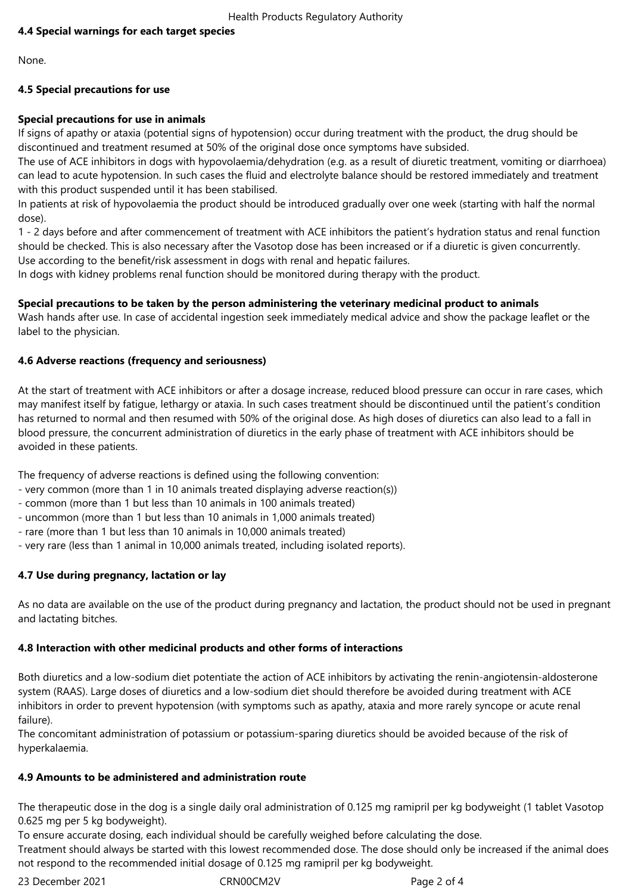### 4.4 Special warnings for each target species

None.

### 4.5 Special precautions for use

**Special precautions for use in animals**

If signs of apathy or ataxia (potential signs of hypotension) occur during treatment with the product, the drug should be discontinued and treatment resumed at 50% of the original dose once symptoms have subsided.
The use of ACE inhibitors in dogs with hypovolaemia/dehydration (e.g. as a result of diuretic treatment, vomiting or diarrhoea) can lead to acute hypotension. In such cases the fluid and electrolyte balance should be restored immediately and treatment with this product suspended until it has been stabilised.
In patients at risk of hypovolaemia the product should be introduced gradually over one week (starting with half the normal dose).
1 - 2 days before and after commencement of treatment with ACE inhibitors the patient's hydration status and renal function should be checked. This is also necessary after the Vasotop dose has been increased or if a diuretic is given concurrently.
Use according to the benefit/risk assessment in dogs with renal and hepatic failures.
In dogs with kidney problems renal function should be monitored during therapy with the product.

**Special precautions to be taken by the person administering the veterinary medicinal product to animals**

Wash hands after use. In case of accidental ingestion seek immediately medical advice and show the package leaflet or the label to the physician.

### 4.6 Adverse reactions (frequency and seriousness)

At the start of treatment with ACE inhibitors or after a dosage increase, reduced blood pressure can occur in rare cases, which may manifest itself by fatigue, lethargy or ataxia. In such cases treatment should be discontinued until the patient's condition has returned to normal and then resumed with 50% of the original dose. As high doses of diuretics can also lead to a fall in blood pressure, the concurrent administration of diuretics in the early phase of treatment with ACE inhibitors should be avoided in these patients.

The frequency of adverse reactions is defined using the following convention:
- very common (more than 1 in 10 animals treated displaying adverse reaction(s))
- common (more than 1 but less than 10 animals in 100 animals treated)
- uncommon (more than 1 but less than 10 animals in 1,000 animals treated)
- rare (more than 1 but less than 10 animals in 10,000 animals treated)
- very rare (less than 1 animal in 10,000 animals treated, including isolated reports).

### 4.7 Use during pregnancy, lactation or lay

As no data are available on the use of the product during pregnancy and lactation, the product should not be used in pregnant and lactating bitches.

### 4.8 Interaction with other medicinal products and other forms of interactions

Both diuretics and a low-sodium diet potentiate the action of ACE inhibitors by activating the renin-angiotensin-aldosterone system (RAAS). Large doses of diuretics and a low-sodium diet should therefore be avoided during treatment with ACE inhibitors in order to prevent hypotension (with symptoms such as apathy, ataxia and more rarely syncope or acute renal failure).
The concomitant administration of potassium or potassium-sparing diuretics should be avoided because of the risk of hyperkalaemia.

### 4.9 Amounts to be administered and administration route

The therapeutic dose in the dog is a single daily oral administration of 0.125 mg ramipril per kg bodyweight (1 tablet Vasotop 0.625 mg per 5 kg bodyweight).
To ensure accurate dosing, each individual should be carefully weighed before calculating the dose.
Treatment should always be started with this lowest recommended dose. The dose should only be increased if the animal does not respond to the recommended initial dosage of 0.125 mg ramipril per kg bodyweight.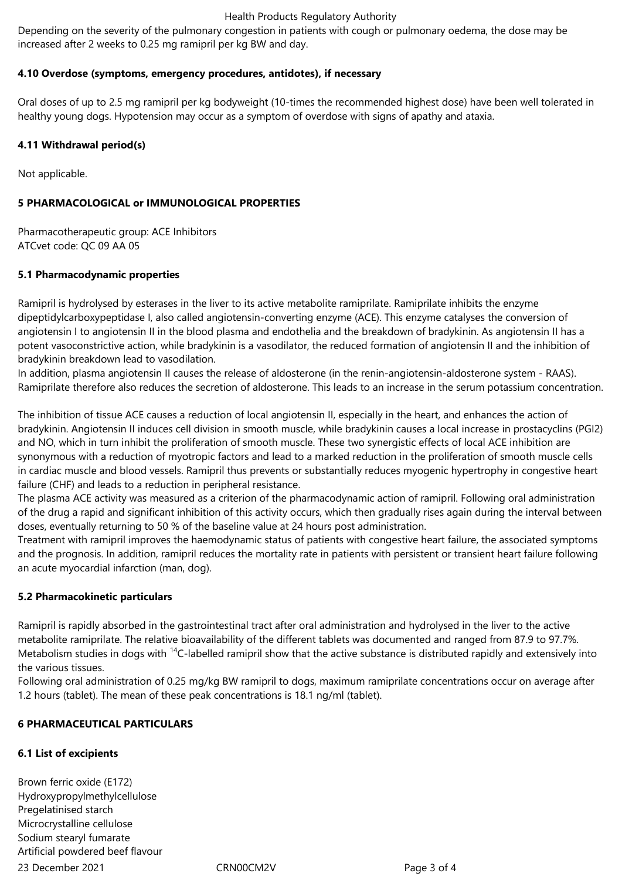Depending on the severity of the pulmonary congestion in patients with cough or pulmonary oedema, the dose may be increased after 2 weeks to 0.25 mg ramipril per kg BW and day.

### 4.10 Overdose (symptoms, emergency procedures, antidotes), if necessary

Oral doses of up to 2.5 mg ramipril per kg bodyweight (10-times the recommended highest dose) have been well tolerated in healthy young dogs. Hypotension may occur as a symptom of overdose with signs of apathy and ataxia.

### 4.11 Withdrawal period(s)

Not applicable.

## 5 PHARMACOLOGICAL or IMMUNOLOGICAL PROPERTIES

Pharmacotherapeutic group: ACE Inhibitors
ATCvet code: QC 09 AA 05

### 5.1 Pharmacodynamic properties

Ramipril is hydrolysed by esterases in the liver to its active metabolite ramiprilate. Ramiprilate inhibits the enzyme dipeptidylcarboxypeptidase I, also called angiotensin-converting enzyme (ACE). This enzyme catalyses the conversion of angiotensin I to angiotensin II in the blood plasma and endothelia and the breakdown of bradykinin. As angiotensin II has a potent vasoconstrictive action, while bradykinin is a vasodilator, the reduced formation of angiotensin II and the inhibition of bradykinin breakdown lead to vasodilation.
In addition, plasma angiotensin II causes the release of aldosterone (in the renin-angiotensin-aldosterone system - RAAS). Ramiprilate therefore also reduces the secretion of aldosterone. This leads to an increase in the serum potassium concentration.

The inhibition of tissue ACE causes a reduction of local angiotensin II, especially in the heart, and enhances the action of bradykinin. Angiotensin II induces cell division in smooth muscle, while bradykinin causes a local increase in prostacyclins (PGI2) and NO, which in turn inhibit the proliferation of smooth muscle. These two synergistic effects of local ACE inhibition are synonymous with a reduction of myotropic factors and lead to a marked reduction in the proliferation of smooth muscle cells in cardiac muscle and blood vessels. Ramipril thus prevents or substantially reduces myogenic hypertrophy in congestive heart failure (CHF) and leads to a reduction in peripheral resistance.
The plasma ACE activity was measured as a criterion of the pharmacodynamic action of ramipril. Following oral administration of the drug a rapid and significant inhibition of this activity occurs, which then gradually rises again during the interval between doses, eventually returning to 50 % of the baseline value at 24 hours post administration.
Treatment with ramipril improves the haemodynamic status of patients with congestive heart failure, the associated symptoms and the prognosis. In addition, ramipril reduces the mortality rate in patients with persistent or transient heart failure following an acute myocardial infarction (man, dog).

### 5.2 Pharmacokinetic particulars

Ramipril is rapidly absorbed in the gastrointestinal tract after oral administration and hydrolysed in the liver to the active metabolite ramiprilate. The relative bioavailability of the different tablets was documented and ranged from 87.9 to 97.7%. Metabolism studies in dogs with $^{14}C$-labelled ramipril show that the active substance is distributed rapidly and extensively into the various tissues.
Following oral administration of 0.25 mg/kg BW ramipril to dogs, maximum ramiprilate concentrations occur on average after 1.2 hours (tablet). The mean of these peak concentrations is 18.1 ng/ml (tablet).

## 6 PHARMACEUTICAL PARTICULARS

### 6.1 List of excipients

Brown ferric oxide (E172)
Hydroxypropylmethylcellulose
Pregelatinised starch
Microcrystalline cellulose
Sodium stearyl fumarate
Artificial powdered beef flavour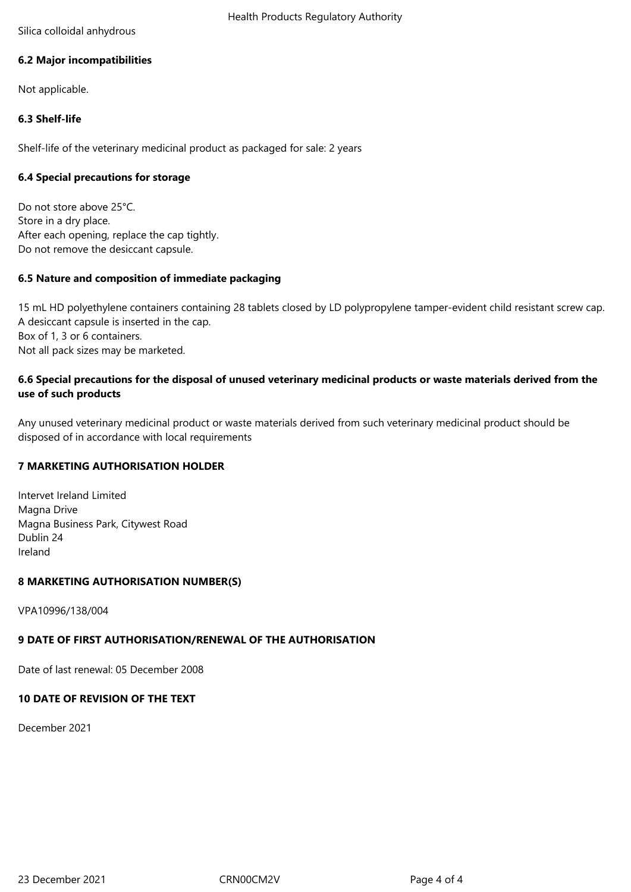Silica colloidal anhydrous

**6.2 Major incompatibilities**

Not applicable.

**6.3 Shelf-life**

Shelf-life of the veterinary medicinal product as packaged for sale: 2 years

**6.4 Special precautions for storage**

Do not store above 25°C.
Store in a dry place.
After each opening, replace the cap tightly.
Do not remove the desiccant capsule.

**6.5 Nature and composition of immediate packaging**

15 mL HD polyethylene containers containing 28 tablets closed by LD polypropylene tamper-evident child resistant screw cap.
A desiccant capsule is inserted in the cap.
Box of 1, 3 or 6 containers.
Not all pack sizes may be marketed.

**6.6 Special precautions for the disposal of unused veterinary medicinal products or waste materials derived from the use of such products**

Any unused veterinary medicinal product or waste materials derived from such veterinary medicinal product should be disposed of in accordance with local requirements

## 7 MARKETING AUTHORISATION HOLDER

Intervet Ireland Limited
Magna Drive
Magna Business Park, Citywest Road
Dublin 24
Ireland

## 8 MARKETING AUTHORISATION NUMBER(S)

VPA10996/138/004

## 9 DATE OF FIRST AUTHORISATION/RENEWAL OF THE AUTHORISATION

Date of last renewal: 05 December 2008

## 10 DATE OF REVISION OF THE TEXT

December 2021